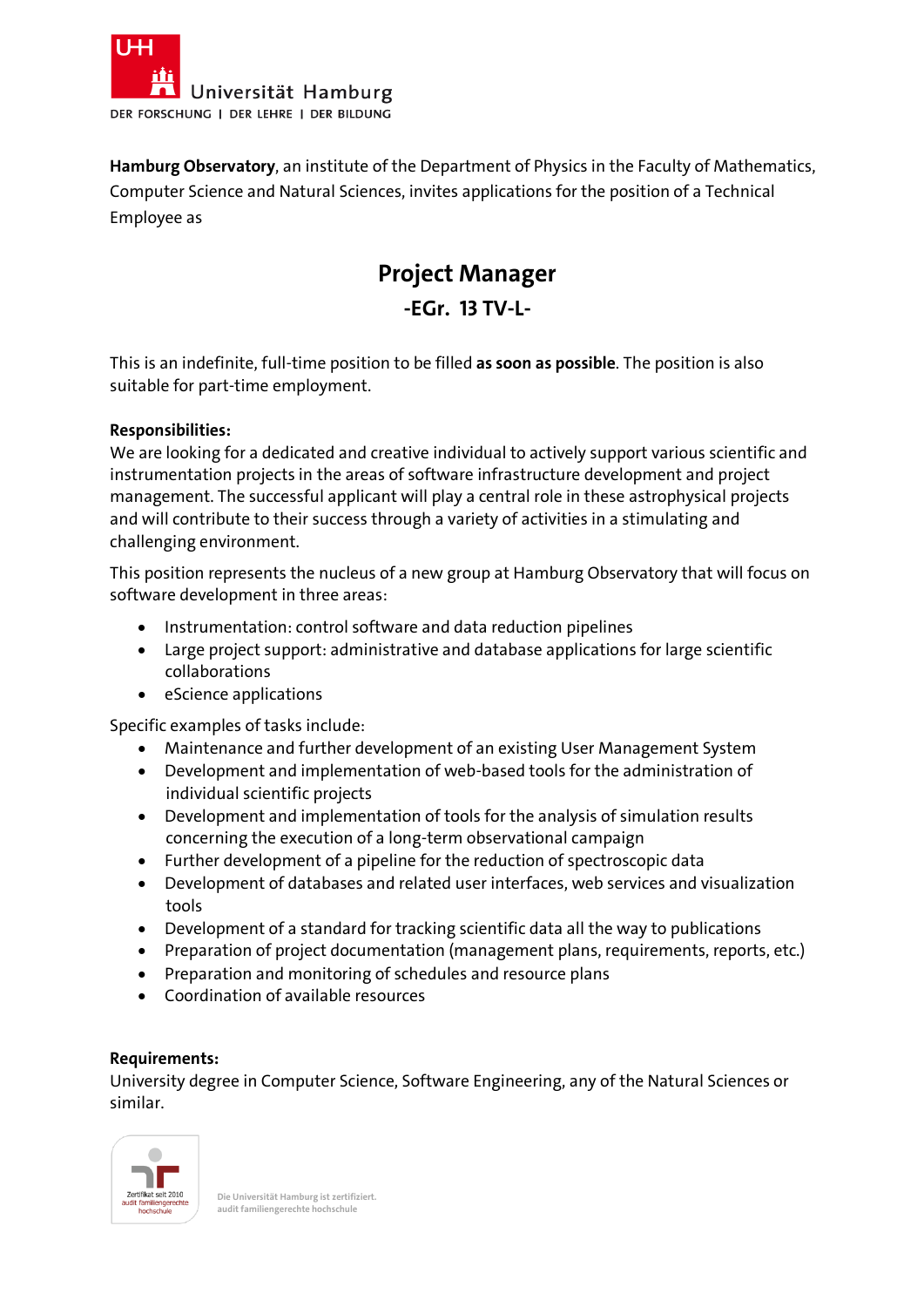Universität Hamburg

DER FORSCHUNG | DER LEHRE | DER BILDUNG

**Hamburg Observatory**, an institute of the Department of Physics in the Faculty of Mathematics, Computer Science and Natural Sciences, invites applications for the position of a Technical Employee as

# Project Manager

## -EGr. 13 TV-L-

This is an indefinite, full-time position to be filled **as soon as possible**. The position is also suitable for part-time employment.

**Responsibilities:**

We are looking for a dedicated and creative individual to actively support various scientific and instrumentation projects in the areas of software infrastructure development and project management. The successful applicant will play a central role in these astrophysical projects and will contribute to their success through a variety of activities in a stimulating and challenging environment.

This position represents the nucleus of a new group at Hamburg Observatory that will focus on software development in three areas:

- Instrumentation: control software and data reduction pipelines
- Large project support: administrative and database applications for large scientific collaborations
- eScience applications

Specific examples of tasks include:

- Maintenance and further development of an existing User Management System
- Development and implementation of web-based tools for the administration of individual scientific projects
- Development and implementation of tools for the analysis of simulation results concerning the execution of a long-term observational campaign
- Further development of a pipeline for the reduction of spectroscopic data
- Development of databases and related user interfaces, web services and visualization tools
- Development of a standard for tracking scientific data all the way to publications
- Preparation of project documentation (management plans, requirements, reports, etc.)
- Preparation and monitoring of schedules and resource plans
- Coordination of available resources

**Requirements:**

University degree in Computer Science, Software Engineering, any of the Natural Sciences or similar.

Zertifikat seit 2010 audit familiengerechte hochschule

Die Universität Hamburg ist zertifiziert. audit familiengerechte hochschule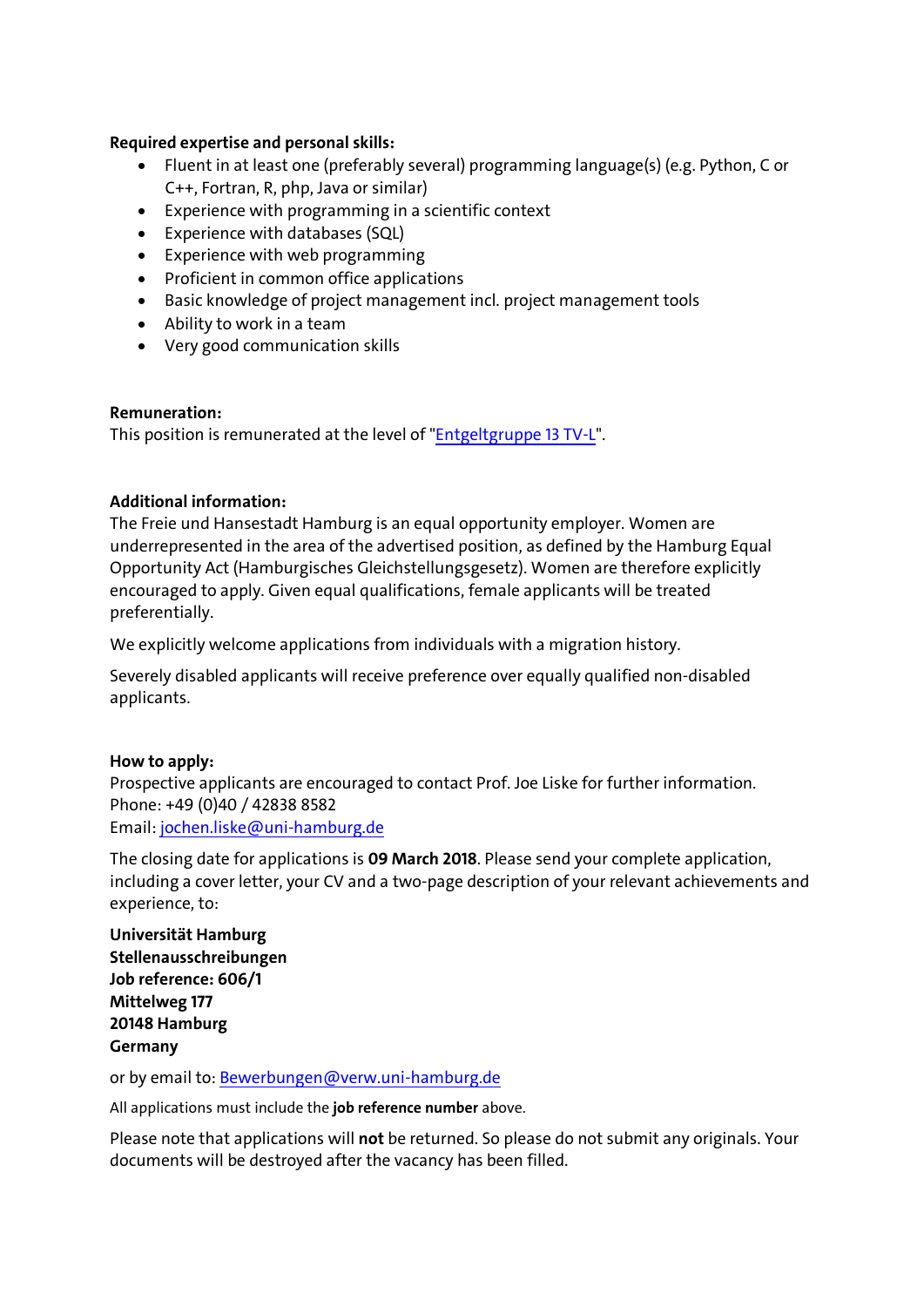**Required expertise and personal skills:**

- Fluent in at least one (preferably several) programming language(s) (e.g. Python, C or C++, Fortran, R, php, Java or similar)
- Experience with programming in a scientific context
- Experience with databases (SQL)
- Experience with web programming
- Proficient in common office applications
- Basic knowledge of project management incl. project management tools
- Ability to work in a team
- Very good communication skills

**Remuneration:**

This position is remunerated at the level of "Entgeltgruppe 13 TV-L".

**Additional information:**

The Freie und Hansestadt Hamburg is an equal opportunity employer. Women are underrepresented in the area of the advertised position, as defined by the Hamburg Equal Opportunity Act (Hamburgisches Gleichstellungsgesetz). Women are therefore explicitly encouraged to apply. Given equal qualifications, female applicants will be treated preferentially.

We explicitly welcome applications from individuals with a migration history.

Severely disabled applicants will receive preference over equally qualified non-disabled applicants.

**How to apply:**

Prospective applicants are encouraged to contact Prof. Joe Liske for further information.
Phone: +49 (0)40 / 42838 8582
Email: jochen.liske@uni-hamburg.de

The closing date for applications is **09 March 2018**. Please send your complete application, including a cover letter, your CV and a two-page description of your relevant achievements and experience, to:

**Universität Hamburg**
**Stellenausschreibungen**
**Job reference: 606/1**
**Mittelweg 177**
**20148 Hamburg**
**Germany**

or by email to: Bewerbungen@verw.uni-hamburg.de

All applications must include the **job reference number** above.

Please note that applications will **not** be returned. So please do not submit any originals. Your documents will be destroyed after the vacancy has been filled.